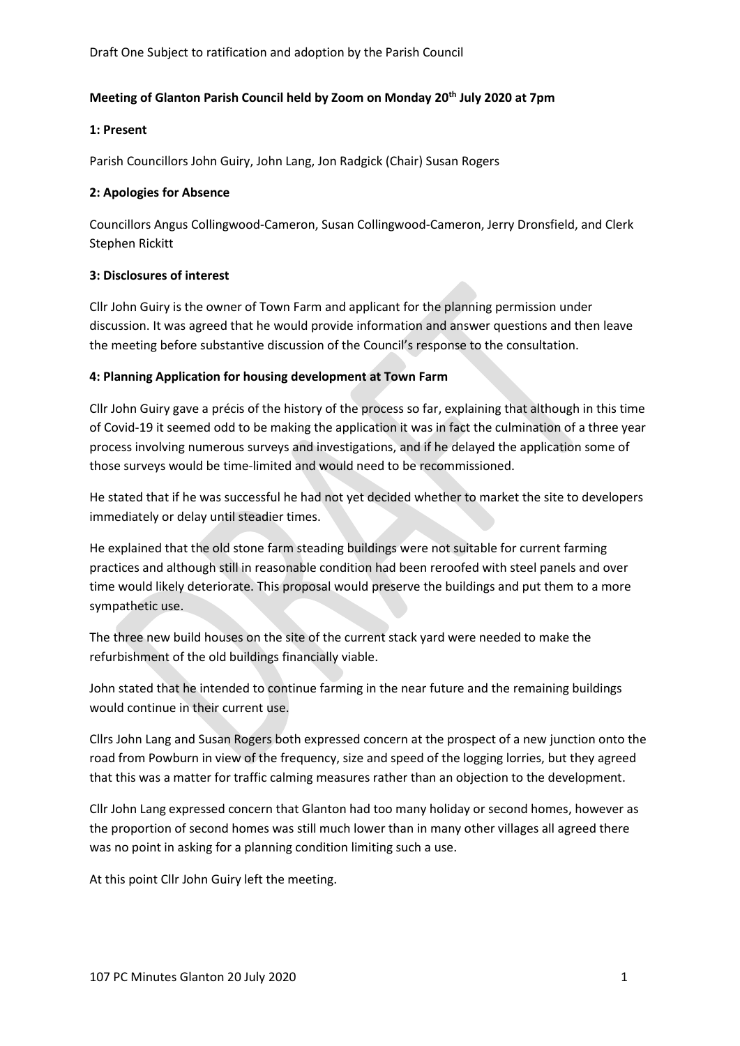Draft One Subject to ratification and adoption by the Parish Council

**Meeting of Glanton Parish Council held by Zoom on Monday 20th July 2020 at 7pm**

**1: Present**

Parish Councillors John Guiry, John Lang, Jon Radgick (Chair) Susan Rogers

**2: Apologies for Absence**

Councillors Angus Collingwood-Cameron, Susan Collingwood-Cameron, Jerry Dronsfield, and Clerk Stephen Rickitt

**3: Disclosures of interest**

Cllr John Guiry is the owner of Town Farm and applicant for the planning permission under discussion. It was agreed that he would provide information and answer questions and then leave the meeting before substantive discussion of the Council's response to the consultation.

**4: Planning Application for housing development at Town Farm**

Cllr John Guiry gave a précis of the history of the process so far, explaining that although in this time of Covid-19 it seemed odd to be making the application it was in fact the culmination of a three year process involving numerous surveys and investigations, and if he delayed the application some of those surveys would be time-limited and would need to be recommissioned.

He stated that if he was successful he had not yet decided whether to market the site to developers immediately or delay until steadier times.

He explained that the old stone farm steading buildings were not suitable for current farming practices and although still in reasonable condition had been reroofed with steel panels and over time would likely deteriorate. This proposal would preserve the buildings and put them to a more sympathetic use.

The three new build houses on the site of the current stack yard were needed to make the refurbishment of the old buildings financially viable.

John stated that he intended to continue farming in the near future and the remaining buildings would continue in their current use.

Cllrs John Lang and Susan Rogers both expressed concern at the prospect of a new junction onto the road from Powburn in view of the frequency, size and speed of the logging lorries, but they agreed that this was a matter for traffic calming measures rather than an objection to the development.

Cllr John Lang expressed concern that Glanton had too many holiday or second homes, however as the proportion of second homes was still much lower than in many other villages all agreed there was no point in asking for a planning condition limiting such a use.

At this point Cllr John Guiry left the meeting.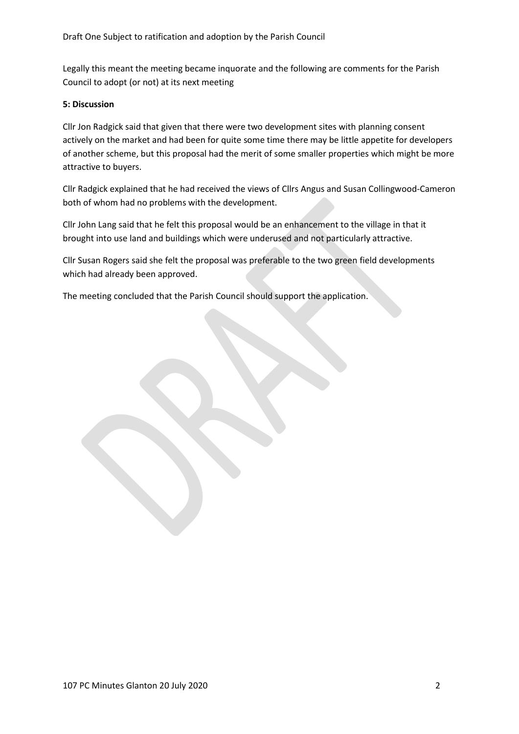Legally this meant the meeting became inquorate and the following are comments for the Parish Council to adopt (or not) at its next meeting

**5: Discussion**

Cllr Jon Radgick said that given that there were two development sites with planning consent actively on the market and had been for quite some time there may be little appetite for developers of another scheme, but this proposal had the merit of some smaller properties which might be more attractive to buyers.

Cllr Radgick explained that he had received the views of Cllrs Angus and Susan Collingwood-Cameron both of whom had no problems with the development.

Cllr John Lang said that he felt this proposal would be an enhancement to the village in that it brought into use land and buildings which were underused and not particularly attractive.

Cllr Susan Rogers said she felt the proposal was preferable to the two green field developments which had already been approved.

The meeting concluded that the Parish Council should support the application.